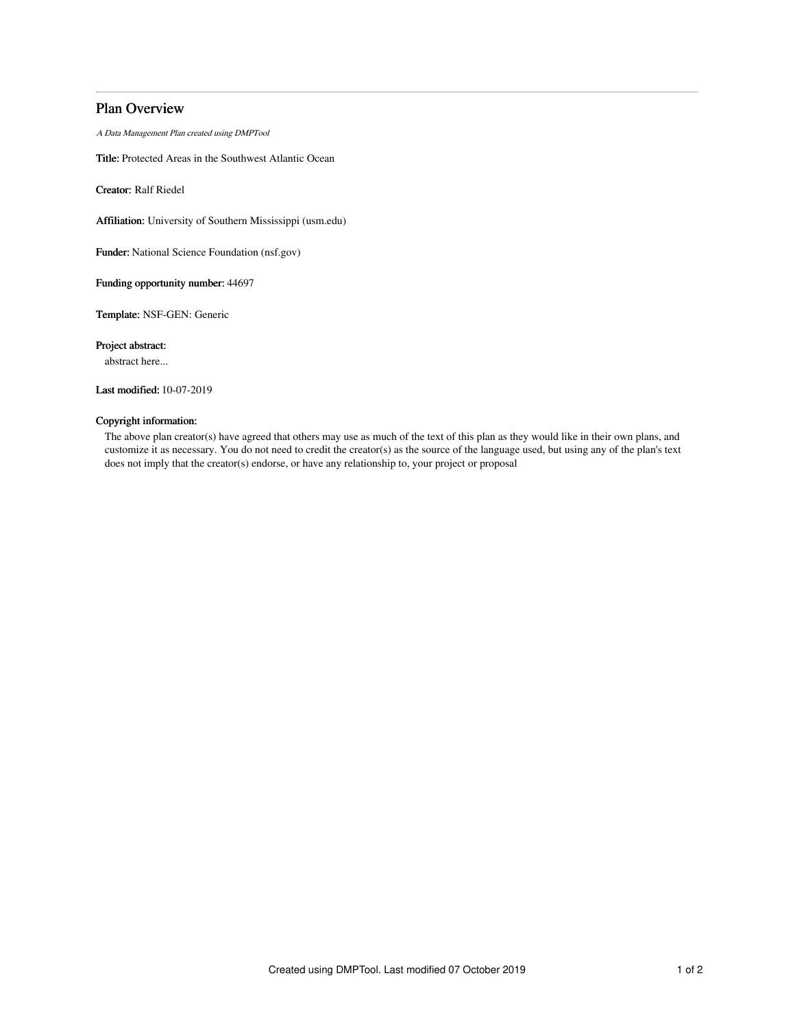# Plan Overview

*A Data Management Plan created using DMPTool*

**Title:** Protected Areas in the Southwest Atlantic Ocean

**Creator:** Ralf Riedel

**Affiliation:** University of Southern Mississippi (usm.edu)

**Funder:** National Science Foundation (nsf.gov)

**Funding opportunity number:** 44697

**Template:** NSF-GEN: Generic

**Project abstract:**

abstract here...

**Last modified:** 10-07-2019

**Copyright information:**

The above plan creator(s) have agreed that others may use as much of the text of this plan as they would like in their own plans, and customize it as necessary. You do not need to credit the creator(s) as the source of the language used, but using any of the plan's text does not imply that the creator(s) endorse, or have any relationship to, your project or proposal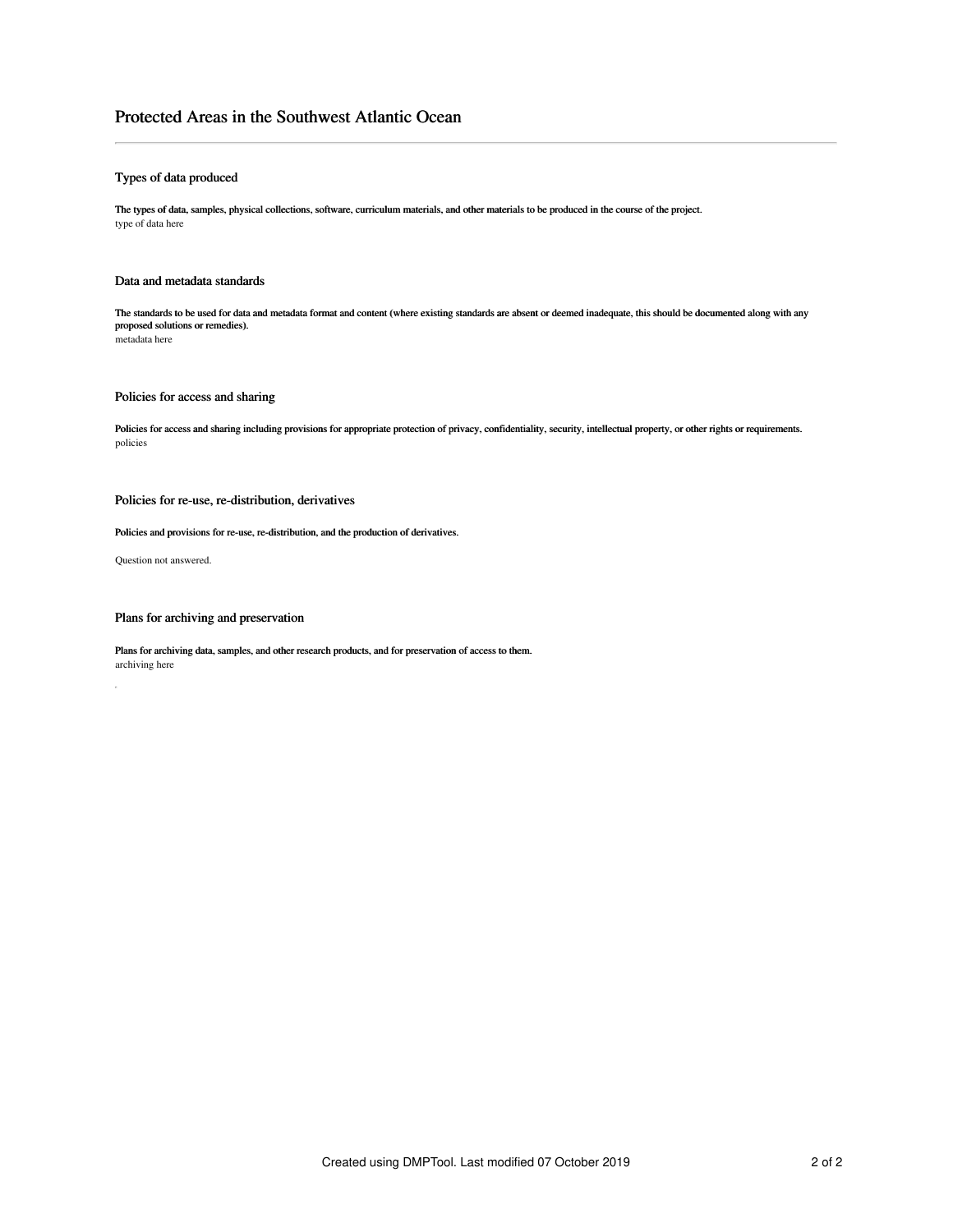# Protected Areas in the Southwest Atlantic Ocean

---

## Types of data produced

**The types of data, samples, physical collections, software, curriculum materials, and other materials to be produced in the course of the project.**

type of data here

## Data and metadata standards

**The standards to be used for data and metadata format and content (where existing standards are absent or deemed inadequate, this should be documented along with any proposed solutions or remedies).**

metadata here

## Policies for access and sharing

**Policies for access and sharing including provisions for appropriate protection of privacy, confidentiality, security, intellectual property, or other rights or requirements.**

policies

## Policies for re-use, re-distribution, derivatives

**Policies and provisions for re-use, re-distribution, and the production of derivatives.**

Question not answered.

## Plans for archiving and preservation

**Plans for archiving data, samples, and other research products, and for preservation of access to them.**

archiving here

.

Created using DMPTool. Last modified 07 October 2019